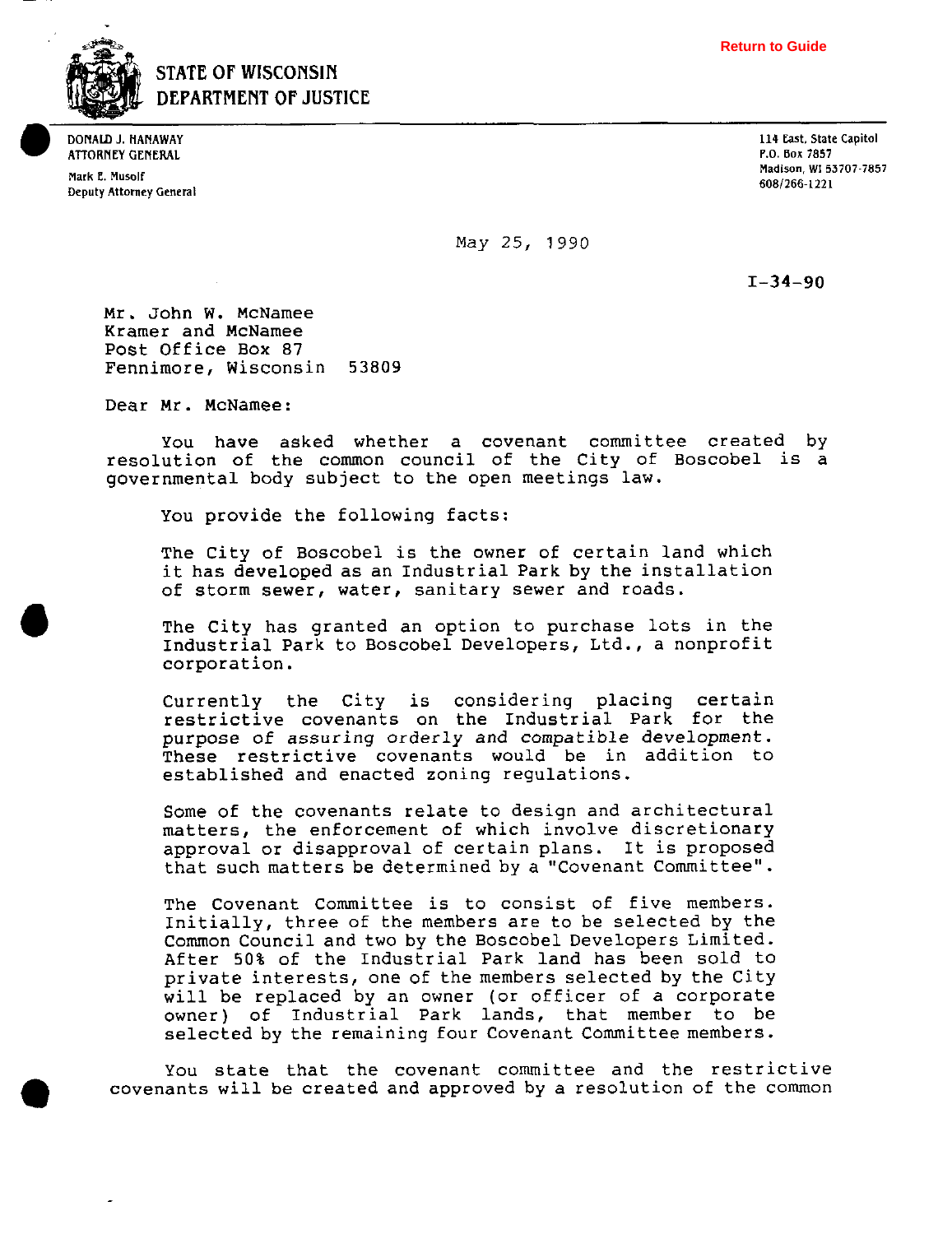Return to Guide

**STATE OF WISCONSIN**
**DEPARTMENT OF JUSTICE**

DONALD J. HANAWAY
ATTORNEY GENERAL

Mark E. Musolf
Deputy Attorney General

114 East, State Capitol
P.O. Box 7857
Madison, WI 53707-7857
608/266-1221

May 25, 1990

I-34-90

Mr. John W. McNamee
Kramer and McNamee
Post Office Box 87
Fennimore, Wisconsin 53809

Dear Mr. McNamee:

You have asked whether a covenant committee created by resolution of the common council of the City of Boscobel is a governmental body subject to the open meetings law.

You provide the following facts:

> The City of Boscobel is the owner of certain land which it has developed as an Industrial Park by the installation of storm sewer, water, sanitary sewer and roads.
>
> The City has granted an option to purchase lots in the Industrial Park to Boscobel Developers, Ltd., a nonprofit corporation.
>
> Currently the City is considering placing certain restrictive covenants on the Industrial Park for the purpose of assuring orderly and compatible development. These restrictive covenants would be in addition to established and enacted zoning regulations.
>
> Some of the covenants relate to design and architectural matters, the enforcement of which involve discretionary approval or disapproval of certain plans. It is proposed that such matters be determined by a "Covenant Committee".
>
> The Covenant Committee is to consist of five members. Initially, three of the members are to be selected by the Common Council and two by the Boscobel Developers Limited. After 50% of the Industrial Park land has been sold to private interests, one of the members selected by the City will be replaced by an owner (or officer of a corporate owner) of Industrial Park lands, that member to be selected by the remaining four Covenant Committee members.

You state that the covenant committee and the restrictive covenants will be created and approved by a resolution of the common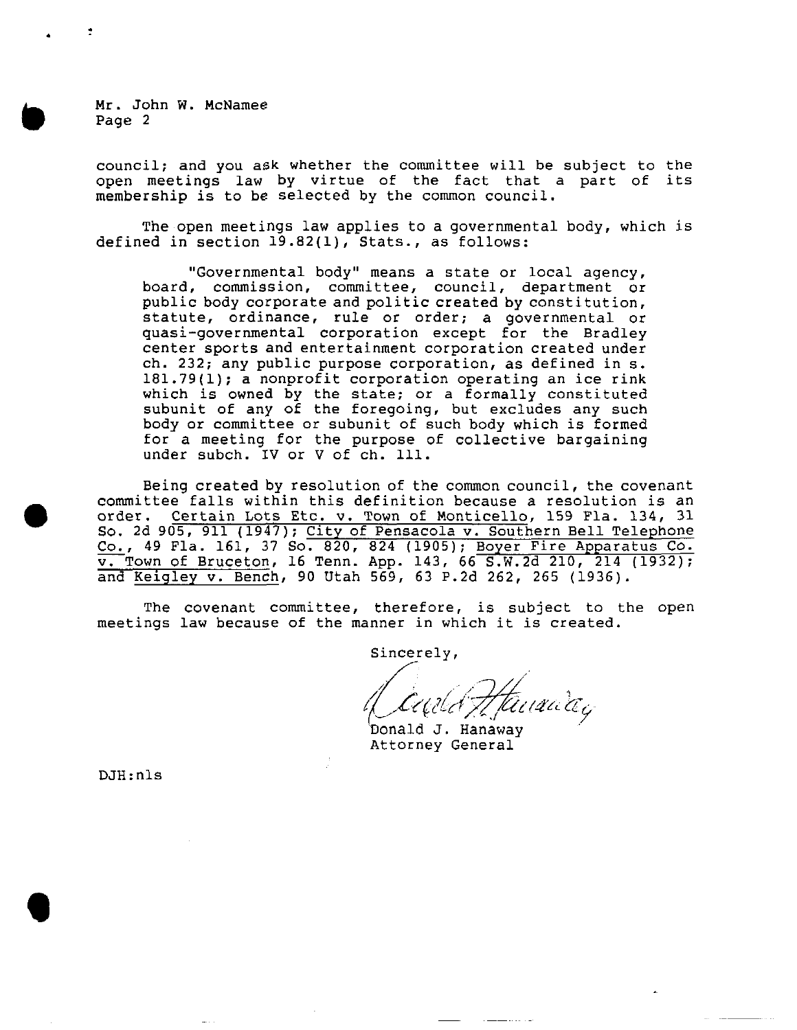Mr. John W. McNamee
Page 2

council; and you ask whether the committee will be subject to the open meetings law by virtue of the fact that a part of its membership is to be selected by the common council.

The open meetings law applies to a governmental body, which is defined in section 19.82(1), Stats., as follows:

> "Governmental body" means a state or local agency, board, commission, committee, council, department or public body corporate and politic created by constitution, statute, ordinance, rule or order; a governmental or quasi-governmental corporation except for the Bradley center sports and entertainment corporation created under ch. 232; any public purpose corporation, as defined in s. 181.79(1); a nonprofit corporation operating an ice rink which is owned by the state; or a formally constituted subunit of any of the foregoing, but excludes any such body or committee or subunit of such body which is formed for a meeting for the purpose of collective bargaining under subch. IV or V of ch. 111.

Being created by resolution of the common council, the covenant committee falls within this definition because a resolution is an order. Certain Lots Etc. v. Town of Monticello, 159 Fla. 134, 31 So. 2d 905, 911 (1947); City of Pensacola v. Southern Bell Telephone Co., 49 Fla. 161, 37 So. 820, 824 (1905); Boyer Fire Apparatus Co. v. Town of Bruceton, 16 Tenn. App. 143, 66 S.W.2d 210, 214 (1932); and Keigley v. Bench, 90 Utah 569, 63 P.2d 262, 265 (1936).

The covenant committee, therefore, is subject to the open meetings law because of the manner in which it is created.

Sincerely,

Donald J. Hanaway
Attorney General

DJH:nls